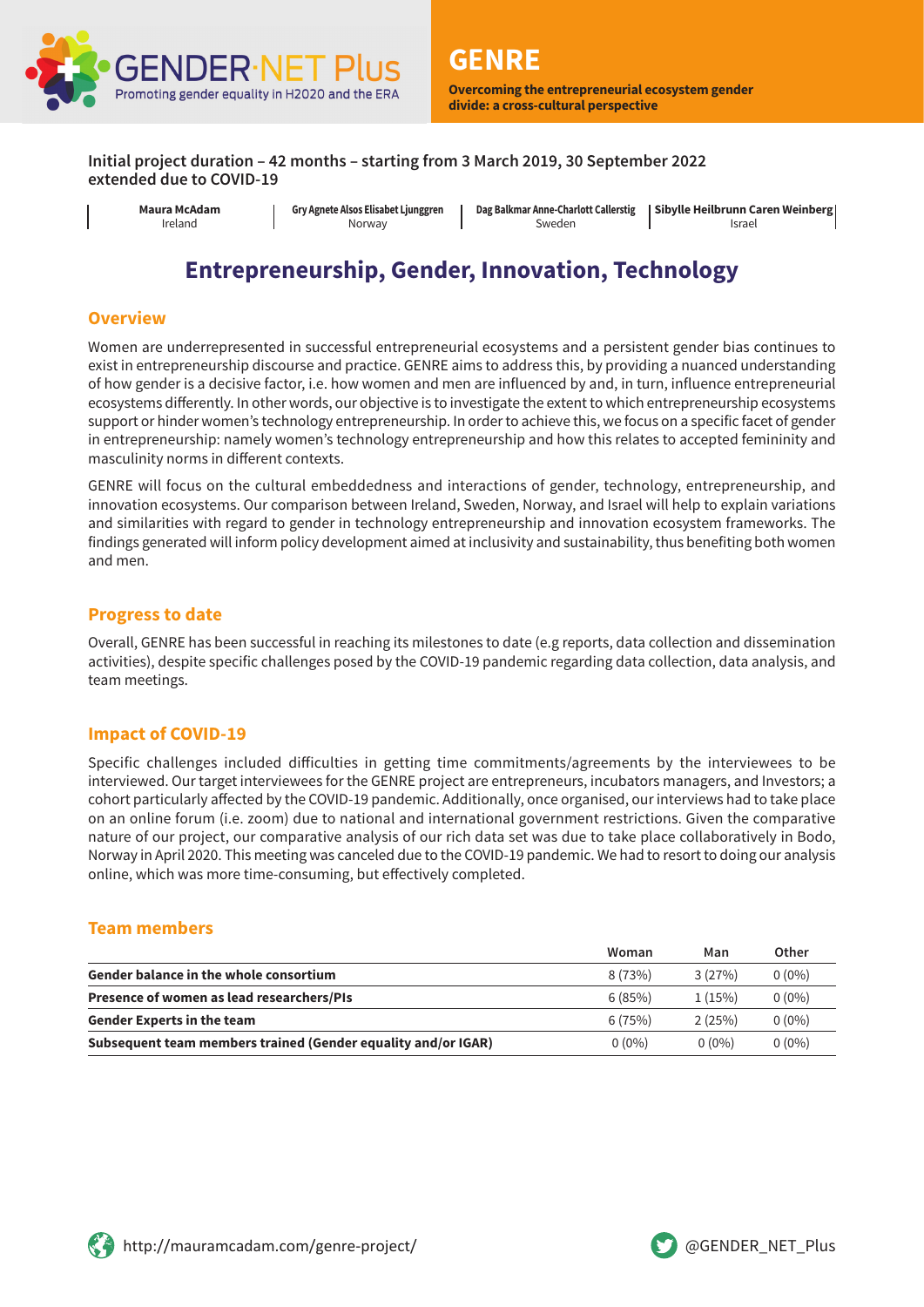GENDER·NET Plus
Promoting gender equality in H2020 and the ERA

# GENRE

**Overcoming the entrepreneurial ecosystem gender divide: a cross-cultural perspective**

**Initial project duration – 42 months – starting from 3 March 2019, 30 September 2022 extended due to COVID-19**

| **Maura McAdam** | **Gry Agnete Alsos Elisabet Ljunggren** | **Dag Balkmar Anne-Charlott Callerstig** | **Sibylle Heilbrunn Caren Weinberg** |
|---|---|---|---|
| Ireland | Norway | Sweden | Israel |

## Entrepreneurship, Gender, Innovation, Technology

### Overview

Women are underrepresented in successful entrepreneurial ecosystems and a persistent gender bias continues to exist in entrepreneurship discourse and practice. GENRE aims to address this, by providing a nuanced understanding of how gender is a decisive factor, i.e. how women and men are influenced by and, in turn, influence entrepreneurial ecosystems differently. In other words, our objective is to investigate the extent to which entrepreneurship ecosystems support or hinder women's technology entrepreneurship. In order to achieve this, we focus on a specific facet of gender in entrepreneurship: namely women's technology entrepreneurship and how this relates to accepted femininity and masculinity norms in different contexts.

GENRE will focus on the cultural embeddedness and interactions of gender, technology, entrepreneurship, and innovation ecosystems. Our comparison between Ireland, Sweden, Norway, and Israel will help to explain variations and similarities with regard to gender in technology entrepreneurship and innovation ecosystem frameworks. The findings generated will inform policy development aimed at inclusivity and sustainability, thus benefiting both women and men.

### Progress to date

Overall, GENRE has been successful in reaching its milestones to date (e.g reports, data collection and dissemination activities), despite specific challenges posed by the COVID-19 pandemic regarding data collection, data analysis, and team meetings.

### Impact of COVID-19

Specific challenges included difficulties in getting time commitments/agreements by the interviewees to be interviewed. Our target interviewees for the GENRE project are entrepreneurs, incubators managers, and Investors; a cohort particularly affected by the COVID-19 pandemic. Additionally, once organised, our interviews had to take place on an online forum (i.e. zoom) due to national and international government restrictions. Given the comparative nature of our project, our comparative analysis of our rich data set was due to take place collaboratively in Bodo, Norway in April 2020. This meeting was canceled due to the COVID-19 pandemic. We had to resort to doing our analysis online, which was more time-consuming, but effectively completed.

### Team members

| | Woman | Man | Other |
|---|---|---|---|
| **Gender balance in the whole consortium** | 8 (73%) | 3 (27%) | 0 (0%) |
| **Presence of women as lead researchers/PIs** | 6 (85%) | 1 (15%) | 0 (0%) |
| **Gender Experts in the team** | 6 (75%) | 2 (25%) | 0 (0%) |
| **Subsequent team members trained (Gender equality and/or IGAR)** | 0 (0%) | 0 (0%) | 0 (0%) |

http://mauramcadam.com/genre-project/

@GENDER_NET_Plus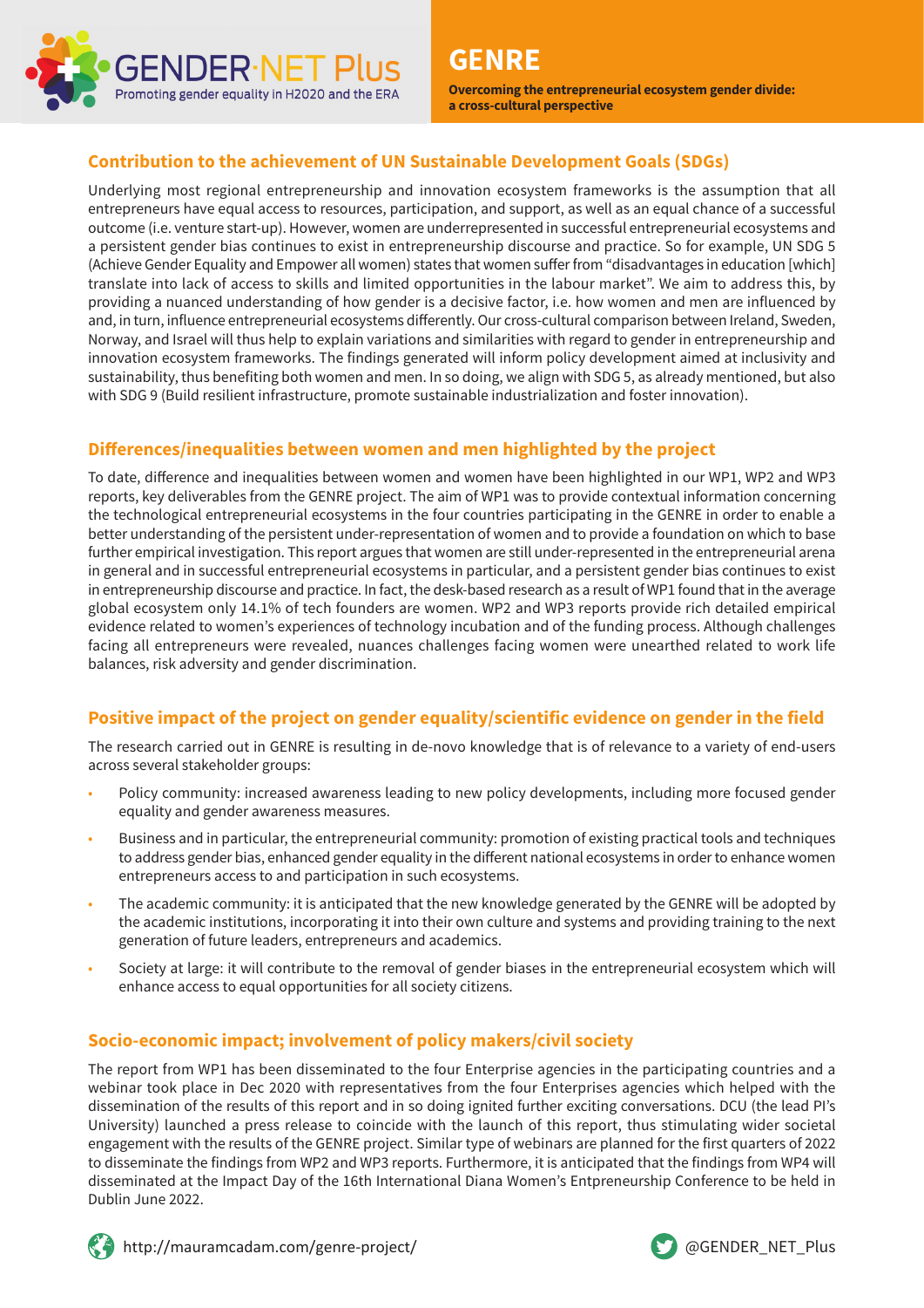## Contribution to the achievement of UN Sustainable Development Goals (SDGs)

Underlying most regional entrepreneurship and innovation ecosystem frameworks is the assumption that all entrepreneurs have equal access to resources, participation, and support, as well as an equal chance of a successful outcome (i.e. venture start-up). However, women are underrepresented in successful entrepreneurial ecosystems and a persistent gender bias continues to exist in entrepreneurship discourse and practice. So for example, UN SDG 5 (Achieve Gender Equality and Empower all women) states that women suffer from "disadvantages in education [which] translate into lack of access to skills and limited opportunities in the labour market". We aim to address this, by providing a nuanced understanding of how gender is a decisive factor, i.e. how women and men are influenced by and, in turn, influence entrepreneurial ecosystems differently. Our cross-cultural comparison between Ireland, Sweden, Norway, and Israel will thus help to explain variations and similarities with regard to gender in entrepreneurship and innovation ecosystem frameworks. The findings generated will inform policy development aimed at inclusivity and sustainability, thus benefiting both women and men. In so doing, we align with SDG 5, as already mentioned, but also with SDG 9 (Build resilient infrastructure, promote sustainable industrialization and foster innovation).

## Differences/inequalities between women and men highlighted by the project

To date, difference and inequalities between women and women have been highlighted in our WP1, WP2 and WP3 reports, key deliverables from the GENRE project. The aim of WP1 was to provide contextual information concerning the technological entrepreneurial ecosystems in the four countries participating in the GENRE in order to enable a better understanding of the persistent under-representation of women and to provide a foundation on which to base further empirical investigation. This report argues that women are still under-represented in the entrepreneurial arena in general and in successful entrepreneurial ecosystems in particular, and a persistent gender bias continues to exist in entrepreneurship discourse and practice. In fact, the desk-based research as a result of WP1 found that in the average global ecosystem only 14.1% of tech founders are women. WP2 and WP3 reports provide rich detailed empirical evidence related to women's experiences of technology incubation and of the funding process. Although challenges facing all entrepreneurs were revealed, nuances challenges facing women were unearthed related to work life balances, risk adversity and gender discrimination.

## Positive impact of the project on gender equality/scientific evidence on gender in the field

The research carried out in GENRE is resulting in de-novo knowledge that is of relevance to a variety of end-users across several stakeholder groups:

- Policy community: increased awareness leading to new policy developments, including more focused gender equality and gender awareness measures.
- Business and in particular, the entrepreneurial community: promotion of existing practical tools and techniques to address gender bias, enhanced gender equality in the different national ecosystems in order to enhance women entrepreneurs access to and participation in such ecosystems.
- The academic community: it is anticipated that the new knowledge generated by the GENRE will be adopted by the academic institutions, incorporating it into their own culture and systems and providing training to the next generation of future leaders, entrepreneurs and academics.
- Society at large: it will contribute to the removal of gender biases in the entrepreneurial ecosystem which will enhance access to equal opportunities for all society citizens.

## Socio-economic impact; involvement of policy makers/civil society

The report from WP1 has been disseminated to the four Enterprise agencies in the participating countries and a webinar took place in Dec 2020 with representatives from the four Enterprises agencies which helped with the dissemination of the results of this report and in so doing ignited further exciting conversations. DCU (the lead PI's University) launched a press release to coincide with the launch of this report, thus stimulating wider societal engagement with the results of the GENRE project. Similar type of webinars are planned for the first quarters of 2022 to disseminate the findings from WP2 and WP3 reports. Furthermore, it is anticipated that the findings from WP4 will disseminated at the Impact Day of the 16th International Diana Women's Entpreneurship Conference to be held in Dublin June 2022.

http://mauramcadam.com/genre-project/

@GENDER_NET_Plus